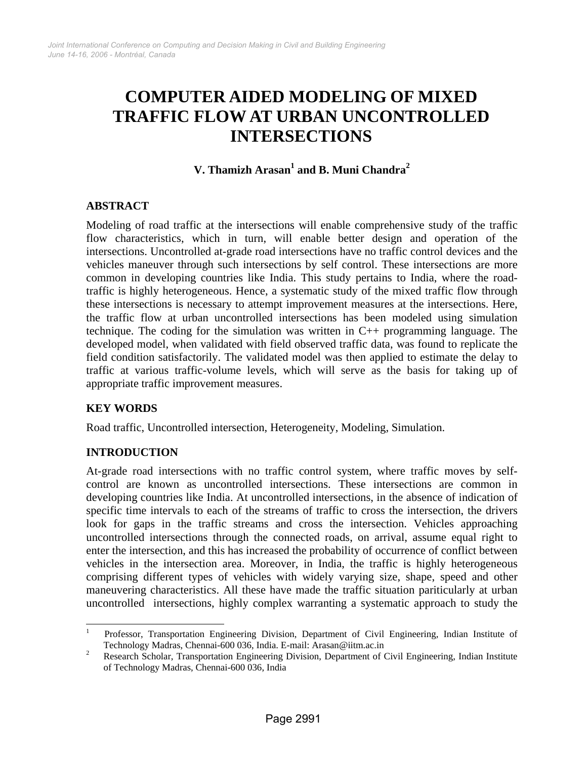# COMPUTER AIDED MODELING OF MIXED TRAFFIC FLOW AT URBAN UNCONTROLLED INTERSECTIONS

**V. Thamizh Arasan[1] and B. Muni Chandra[2]**

## ABSTRACT

Modeling of road traffic at the intersections will enable comprehensive study of the traffic flow characteristics, which in turn, will enable better design and operation of the intersections. Uncontrolled at-grade road intersections have no traffic control devices and the vehicles maneuver through such intersections by self control. These intersections are more common in developing countries like India. This study pertains to India, where the road-traffic is highly heterogeneous. Hence, a systematic study of the mixed traffic flow through these intersections is necessary to attempt improvement measures at the intersections. Here, the traffic flow at urban uncontrolled intersections has been modeled using simulation technique. The coding for the simulation was written in C++ programming language. The developed model, when validated with field observed traffic data, was found to replicate the field condition satisfactorily. The validated model was then applied to estimate the delay to traffic at various traffic-volume levels, which will serve as the basis for taking up of appropriate traffic improvement measures.

## KEY WORDS

Road traffic, Uncontrolled intersection, Heterogeneity, Modeling, Simulation.

## INTRODUCTION

At-grade road intersections with no traffic control system, where traffic moves by self-control are known as uncontrolled intersections. These intersections are common in developing countries like India. At uncontrolled intersections, in the absence of indication of specific time intervals to each of the streams of traffic to cross the intersection, the drivers look for gaps in the traffic streams and cross the intersection. Vehicles approaching uncontrolled intersections through the connected roads, on arrival, assume equal right to enter the intersection, and this has increased the probability of occurrence of conflict between vehicles in the intersection area. Moreover, in India, the traffic is highly heterogeneous comprising different types of vehicles with widely varying size, shape, speed and other maneuvering characteristics. All these have made the traffic situation pariticularly at urban uncontrolled intersections, highly complex warranting a systematic approach to study the

[1] Professor, Transportation Engineering Division, Department of Civil Engineering, Indian Institute of Technology Madras, Chennai-600 036, India. E-mail: Arasan@iitm.ac.in

[2] Research Scholar, Transportation Engineering Division, Department of Civil Engineering, Indian Institute of Technology Madras, Chennai-600 036, India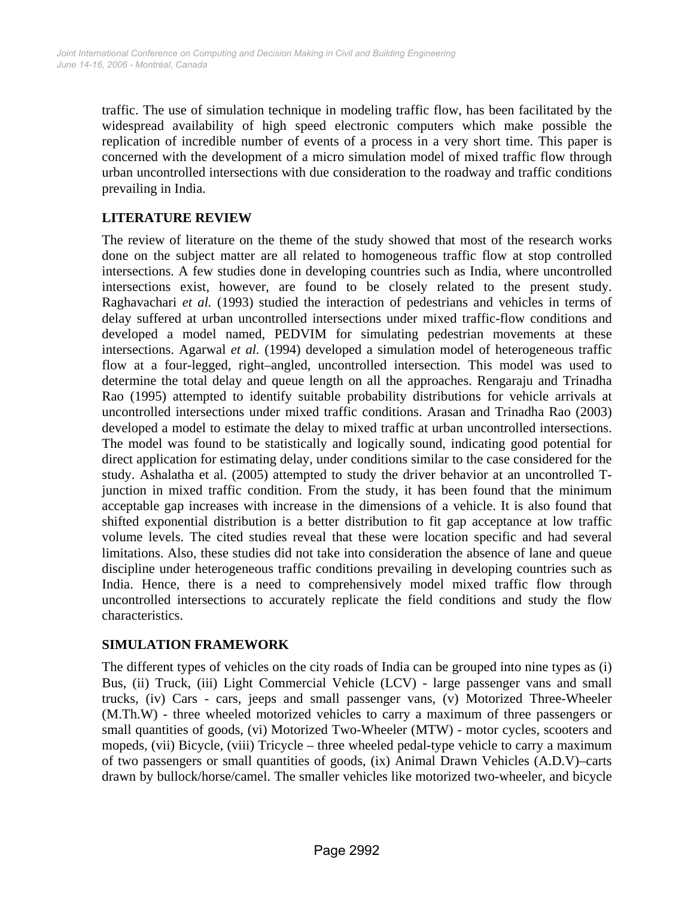traffic. The use of simulation technique in modeling traffic flow, has been facilitated by the widespread availability of high speed electronic computers which make possible the replication of incredible number of events of a process in a very short time. This paper is concerned with the development of a micro simulation model of mixed traffic flow through urban uncontrolled intersections with due consideration to the roadway and traffic conditions prevailing in India.

## LITERATURE REVIEW

The review of literature on the theme of the study showed that most of the research works done on the subject matter are all related to homogeneous traffic flow at stop controlled intersections. A few studies done in developing countries such as India, where uncontrolled intersections exist, however, are found to be closely related to the present study. Raghavachari *et al.* (1993) studied the interaction of pedestrians and vehicles in terms of delay suffered at urban uncontrolled intersections under mixed traffic-flow conditions and developed a model named, PEDVIM for simulating pedestrian movements at these intersections. Agarwal *et al.* (1994) developed a simulation model of heterogeneous traffic flow at a four-legged, right–angled, uncontrolled intersection. This model was used to determine the total delay and queue length on all the approaches. Rengaraju and Trinadha Rao (1995) attempted to identify suitable probability distributions for vehicle arrivals at uncontrolled intersections under mixed traffic conditions. Arasan and Trinadha Rao (2003) developed a model to estimate the delay to mixed traffic at urban uncontrolled intersections. The model was found to be statistically and logically sound, indicating good potential for direct application for estimating delay, under conditions similar to the case considered for the study. Ashalatha et al. (2005) attempted to study the driver behavior at an uncontrolled T-junction in mixed traffic condition. From the study, it has been found that the minimum acceptable gap increases with increase in the dimensions of a vehicle. It is also found that shifted exponential distribution is a better distribution to fit gap acceptance at low traffic volume levels. The cited studies reveal that these were location specific and had several limitations. Also, these studies did not take into consideration the absence of lane and queue discipline under heterogeneous traffic conditions prevailing in developing countries such as India. Hence, there is a need to comprehensively model mixed traffic flow through uncontrolled intersections to accurately replicate the field conditions and study the flow characteristics.

## SIMULATION FRAMEWORK

The different types of vehicles on the city roads of India can be grouped into nine types as (i) Bus, (ii) Truck, (iii) Light Commercial Vehicle (LCV) - large passenger vans and small trucks, (iv) Cars - cars, jeeps and small passenger vans, (v) Motorized Three-Wheeler (M.Th.W) - three wheeled motorized vehicles to carry a maximum of three passengers or small quantities of goods, (vi) Motorized Two-Wheeler (MTW) - motor cycles, scooters and mopeds, (vii) Bicycle, (viii) Tricycle – three wheeled pedal-type vehicle to carry a maximum of two passengers or small quantities of goods, (ix) Animal Drawn Vehicles (A.D.V)–carts drawn by bullock/horse/camel. The smaller vehicles like motorized two-wheeler, and bicycle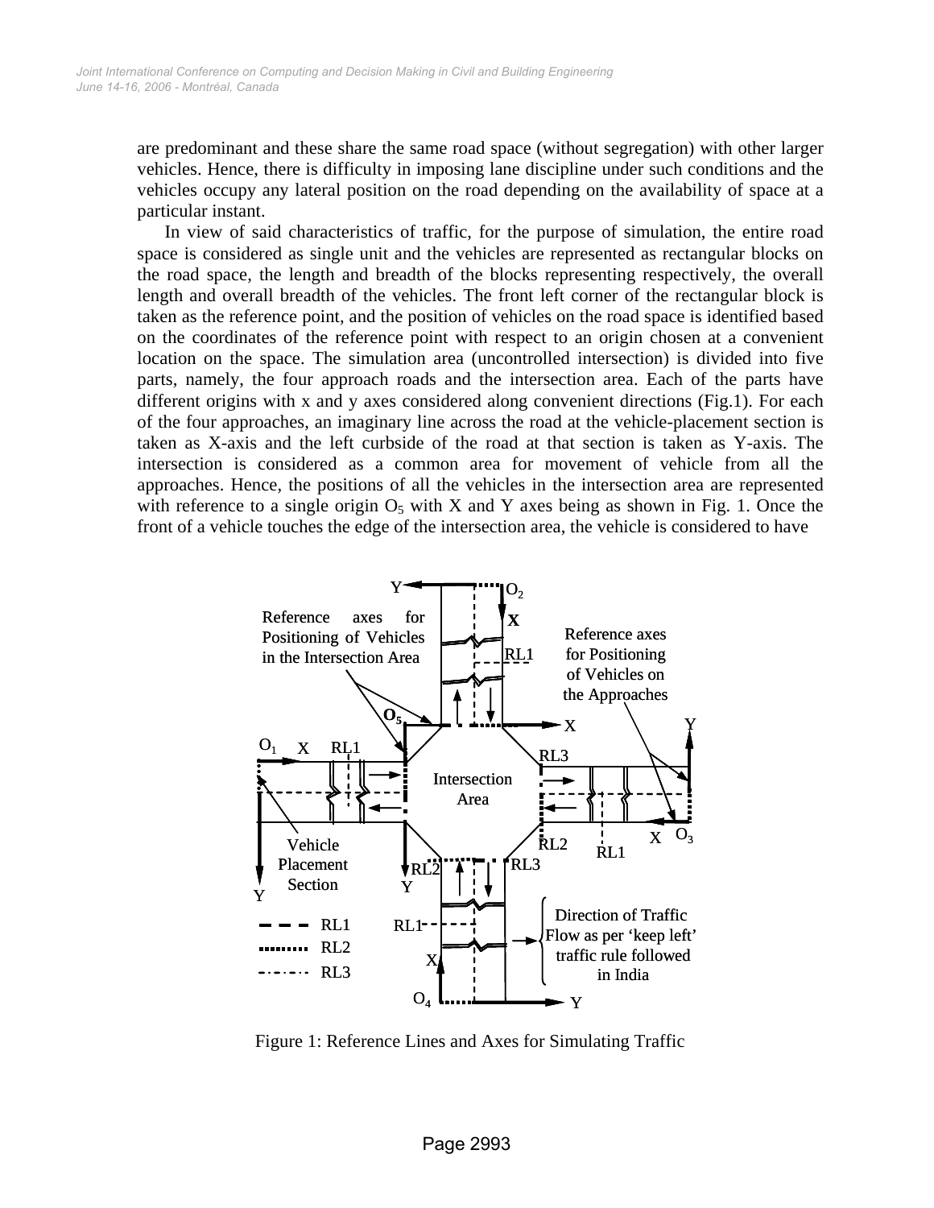are predominant and these share the same road space (without segregation) with other larger vehicles. Hence, there is difficulty in imposing lane discipline under such conditions and the vehicles occupy any lateral position on the road depending on the availability of space at a particular instant.

In view of said characteristics of traffic, for the purpose of simulation, the entire road space is considered as single unit and the vehicles are represented as rectangular blocks on the road space, the length and breadth of the blocks representing respectively, the overall length and overall breadth of the vehicles. The front left corner of the rectangular block is taken as the reference point, and the position of vehicles on the road space is identified based on the coordinates of the reference point with respect to an origin chosen at a convenient location on the space. The simulation area (uncontrolled intersection) is divided into five parts, namely, the four approach roads and the intersection area. Each of the parts have different origins with x and y axes considered along convenient directions (Fig.1). For each of the four approaches, an imaginary line across the road at the vehicle-placement section is taken as X-axis and the left curbside of the road at that section is taken as Y-axis. The intersection is considered as a common area for movement of vehicle from all the approaches. Hence, the positions of all the vehicles in the intersection area are represented with reference to a single origin $O_5$ with X and Y axes being as shown in Fig. 1. Once the front of a vehicle touches the edge of the intersection area, the vehicle is considered to have

Figure 1: Reference Lines and Axes for Simulating Traffic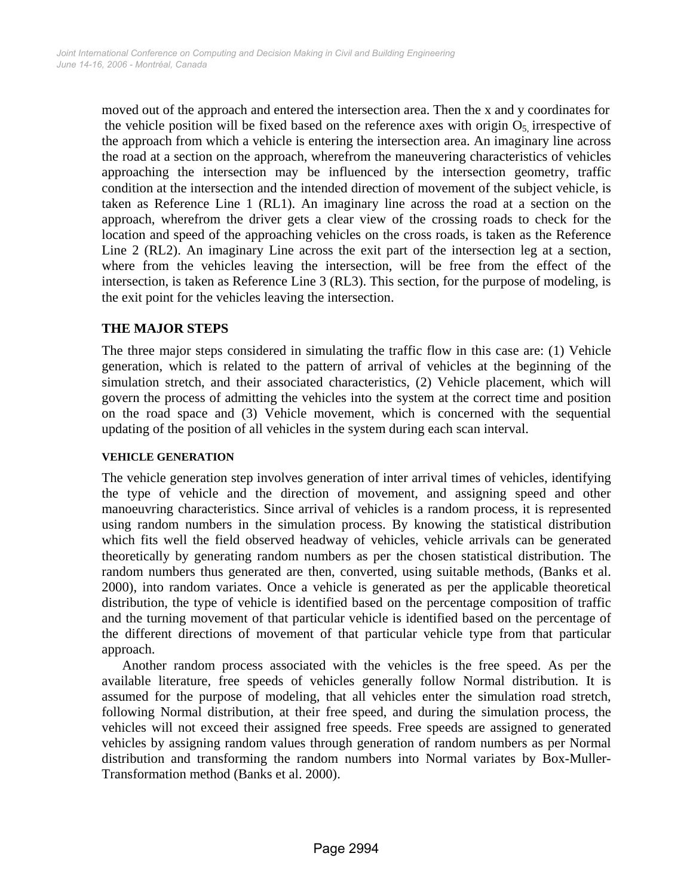moved out of the approach and entered the intersection area. Then the x and y coordinates for the vehicle position will be fixed based on the reference axes with origin $O_5$, irrespective of the approach from which a vehicle is entering the intersection area. An imaginary line across the road at a section on the approach, wherefrom the maneuvering characteristics of vehicles approaching the intersection may be influenced by the intersection geometry, traffic condition at the intersection and the intended direction of movement of the subject vehicle, is taken as Reference Line 1 (RL1). An imaginary line across the road at a section on the approach, wherefrom the driver gets a clear view of the crossing roads to check for the location and speed of the approaching vehicles on the cross roads, is taken as the Reference Line 2 (RL2). An imaginary Line across the exit part of the intersection leg at a section, where from the vehicles leaving the intersection, will be free from the effect of the intersection, is taken as Reference Line 3 (RL3). This section, for the purpose of modeling, is the exit point for the vehicles leaving the intersection.

## THE MAJOR STEPS

The three major steps considered in simulating the traffic flow in this case are: (1) Vehicle generation, which is related to the pattern of arrival of vehicles at the beginning of the simulation stretch, and their associated characteristics, (2) Vehicle placement, which will govern the process of admitting the vehicles into the system at the correct time and position on the road space and (3) Vehicle movement, which is concerned with the sequential updating of the position of all vehicles in the system during each scan interval.

### VEHICLE GENERATION

The vehicle generation step involves generation of inter arrival times of vehicles, identifying the type of vehicle and the direction of movement, and assigning speed and other manoeuvring characteristics. Since arrival of vehicles is a random process, it is represented using random numbers in the simulation process. By knowing the statistical distribution which fits well the field observed headway of vehicles, vehicle arrivals can be generated theoretically by generating random numbers as per the chosen statistical distribution. The random numbers thus generated are then, converted, using suitable methods, (Banks et al. 2000), into random variates. Once a vehicle is generated as per the applicable theoretical distribution, the type of vehicle is identified based on the percentage composition of traffic and the turning movement of that particular vehicle is identified based on the percentage of the different directions of movement of that particular vehicle type from that particular approach.

Another random process associated with the vehicles is the free speed. As per the available literature, free speeds of vehicles generally follow Normal distribution. It is assumed for the purpose of modeling, that all vehicles enter the simulation road stretch, following Normal distribution, at their free speed, and during the simulation process, the vehicles will not exceed their assigned free speeds. Free speeds are assigned to generated vehicles by assigning random values through generation of random numbers as per Normal distribution and transforming the random numbers into Normal variates by Box-Muller-Transformation method (Banks et al. 2000).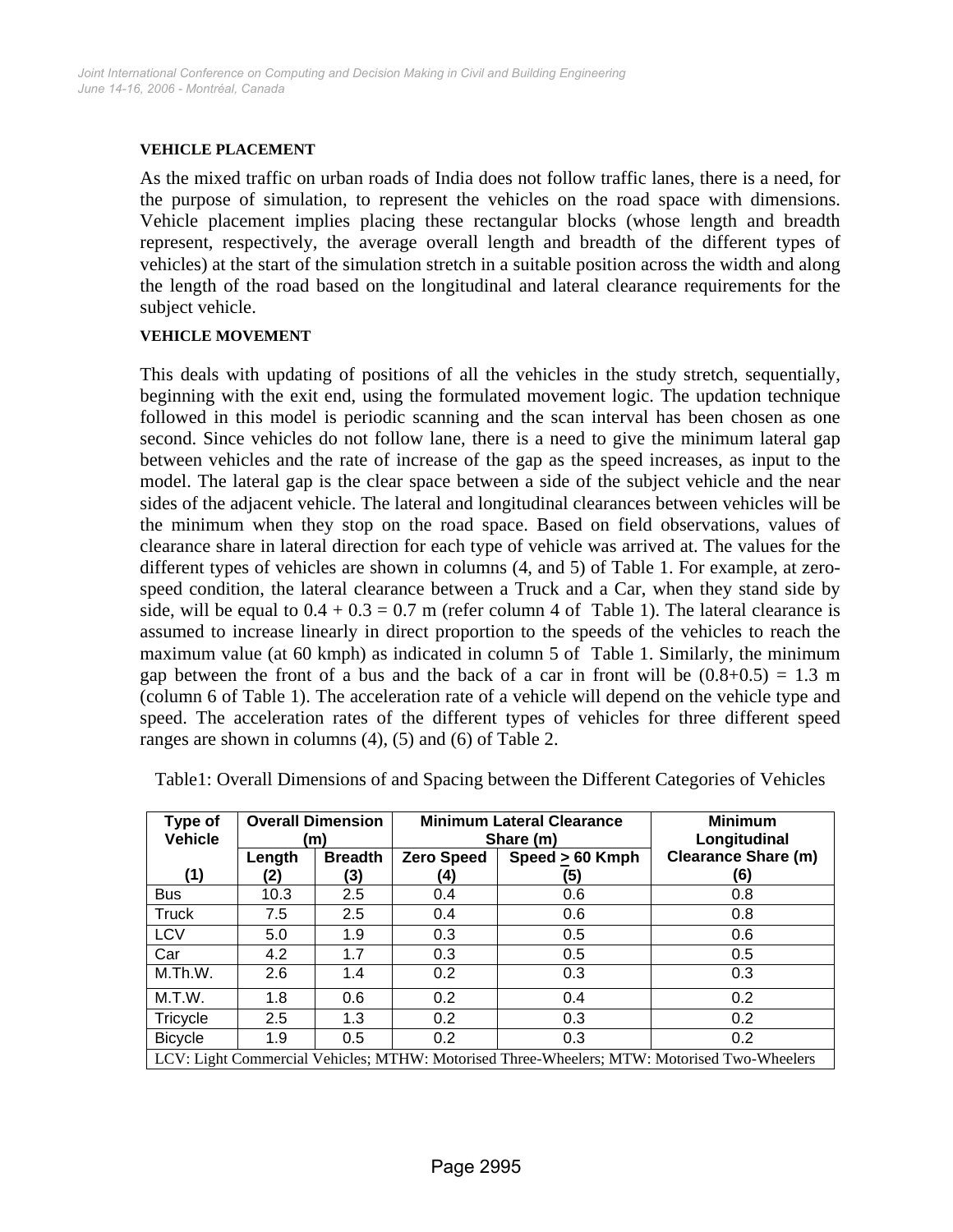### VEHICLE PLACEMENT

As the mixed traffic on urban roads of India does not follow traffic lanes, there is a need, for the purpose of simulation, to represent the vehicles on the road space with dimensions. Vehicle placement implies placing these rectangular blocks (whose length and breadth represent, respectively, the average overall length and breadth of the different types of vehicles) at the start of the simulation stretch in a suitable position across the width and along the length of the road based on the longitudinal and lateral clearance requirements for the subject vehicle.

### VEHICLE MOVEMENT

This deals with updating of positions of all the vehicles in the study stretch, sequentially, beginning with the exit end, using the formulated movement logic. The updation technique followed in this model is periodic scanning and the scan interval has been chosen as one second. Since vehicles do not follow lane, there is a need to give the minimum lateral gap between vehicles and the rate of increase of the gap as the speed increases, as input to the model. The lateral gap is the clear space between a side of the subject vehicle and the near sides of the adjacent vehicle. The lateral and longitudinal clearances between vehicles will be the minimum when they stop on the road space. Based on field observations, values of clearance share in lateral direction for each type of vehicle was arrived at. The values for the different types of vehicles are shown in columns (4, and 5) of Table 1. For example, at zero-speed condition, the lateral clearance between a Truck and a Car, when they stand side by side, will be equal to 0.4 + 0.3 = 0.7 m (refer column 4 of Table 1). The lateral clearance is assumed to increase linearly in direct proportion to the speeds of the vehicles to reach the maximum value (at 60 kmph) as indicated in column 5 of Table 1. Similarly, the minimum gap between the front of a bus and the back of a car in front will be (0.8+0.5) = 1.3 m (column 6 of Table 1). The acceleration rate of a vehicle will depend on the vehicle type and speed. The acceleration rates of the different types of vehicles for three different speed ranges are shown in columns (4), (5) and (6) of Table 2.

Table1: Overall Dimensions of and Spacing between the Different Categories of Vehicles

| Type of Vehicle | Overall Dimension (m) | | Minimum Lateral Clearance Share (m) | | Minimum Longitudinal Clearance Share (m) |
|---|---|---|---|---|---|
| | Length | Breadth | Zero Speed | Speed $\geq$ 60 Kmph | |
| (1) | (2) | (3) | (4) | (5) | (6) |
| Bus | 10.3 | 2.5 | 0.4 | 0.6 | 0.8 |
| Truck | 7.5 | 2.5 | 0.4 | 0.6 | 0.8 |
| LCV | 5.0 | 1.9 | 0.3 | 0.5 | 0.6 |
| Car | 4.2 | 1.7 | 0.3 | 0.5 | 0.5 |
| M.Th.W. | 2.6 | 1.4 | 0.2 | 0.3 | 0.3 |
| M.T.W. | 1.8 | 0.6 | 0.2 | 0.4 | 0.2 |
| Tricycle | 2.5 | 1.3 | 0.2 | 0.3 | 0.2 |
| Bicycle | 1.9 | 0.5 | 0.2 | 0.3 | 0.2 |

LCV: Light Commercial Vehicles; MTHW: Motorised Three-Wheelers; MTW: Motorised Two-Wheelers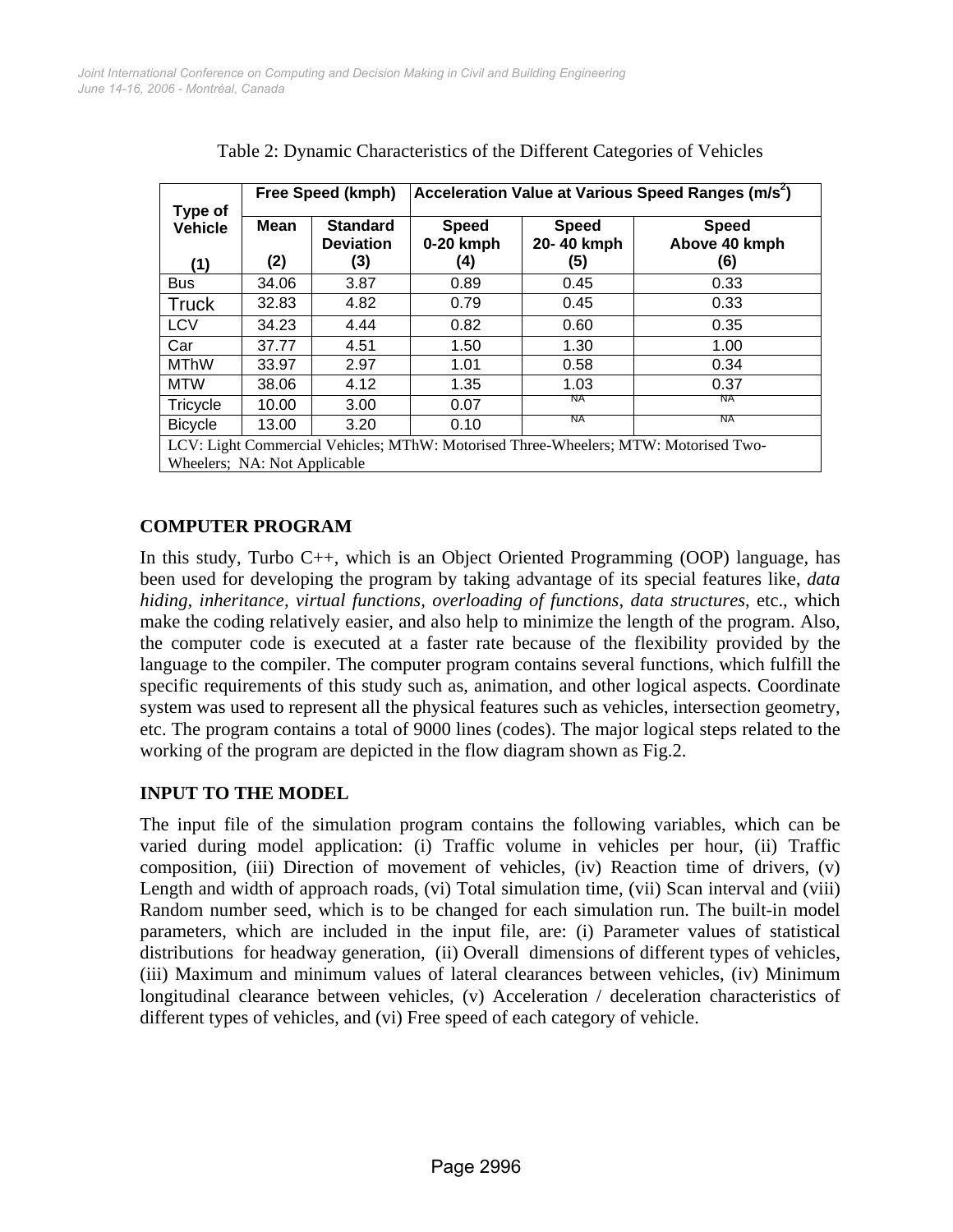Table 2: Dynamic Characteristics of the Different Categories of Vehicles

| Type of Vehicle | Free Speed (kmph) | | Acceleration Value at Various Speed Ranges ($m/s^2$) | | |
|---|---|---|---|---|---|
| | Mean | Standard Deviation | Speed 0-20 kmph | Speed 20- 40 kmph | Speed Above 40 kmph |
| (1) | (2) | (3) | (4) | (5) | (6) |
| Bus | 34.06 | 3.87 | 0.89 | 0.45 | 0.33 |
| Truck | 32.83 | 4.82 | 0.79 | 0.45 | 0.33 |
| LCV | 34.23 | 4.44 | 0.82 | 0.60 | 0.35 |
| Car | 37.77 | 4.51 | 1.50 | 1.30 | 1.00 |
| MThW | 33.97 | 2.97 | 1.01 | 0.58 | 0.34 |
| MTW | 38.06 | 4.12 | 1.35 | 1.03 | 0.37 |
| Tricycle | 10.00 | 3.00 | 0.07 | NA | NA |
| Bicycle | 13.00 | 3.20 | 0.10 | NA | NA |

LCV: Light Commercial Vehicles; MThW: Motorised Three-Wheelers; MTW: Motorised Two-Wheelers; NA: Not Applicable

## COMPUTER PROGRAM

In this study, Turbo C++, which is an Object Oriented Programming (OOP) language, has been used for developing the program by taking advantage of its special features like, *data hiding, inheritance, virtual functions, overloading of functions, data structures*, etc., which make the coding relatively easier, and also help to minimize the length of the program. Also, the computer code is executed at a faster rate because of the flexibility provided by the language to the compiler. The computer program contains several functions, which fulfill the specific requirements of this study such as, animation, and other logical aspects. Coordinate system was used to represent all the physical features such as vehicles, intersection geometry, etc. The program contains a total of 9000 lines (codes). The major logical steps related to the working of the program are depicted in the flow diagram shown as Fig.2.

## INPUT TO THE MODEL

The input file of the simulation program contains the following variables, which can be varied during model application: (i) Traffic volume in vehicles per hour, (ii) Traffic composition, (iii) Direction of movement of vehicles, (iv) Reaction time of drivers, (v) Length and width of approach roads, (vi) Total simulation time, (vii) Scan interval and (viii) Random number seed, which is to be changed for each simulation run. The built-in model parameters, which are included in the input file, are: (i) Parameter values of statistical distributions for headway generation, (ii) Overall dimensions of different types of vehicles, (iii) Maximum and minimum values of lateral clearances between vehicles, (iv) Minimum longitudinal clearance between vehicles, (v) Acceleration / deceleration characteristics of different types of vehicles, and (vi) Free speed of each category of vehicle.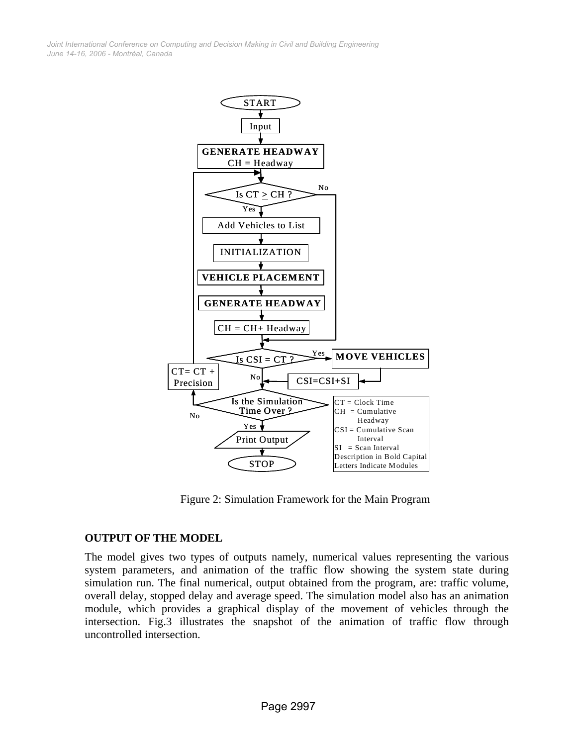Figure 2: Simulation Framework for the Main Program

## OUTPUT OF THE MODEL

The model gives two types of outputs namely, numerical values representing the various system parameters, and animation of the traffic flow showing the system state during simulation run. The final numerical, output obtained from the program, are: traffic volume, overall delay, stopped delay and average speed. The simulation model also has an animation module, which provides a graphical display of the movement of vehicles through the intersection. Fig.3 illustrates the snapshot of the animation of traffic flow through uncontrolled intersection.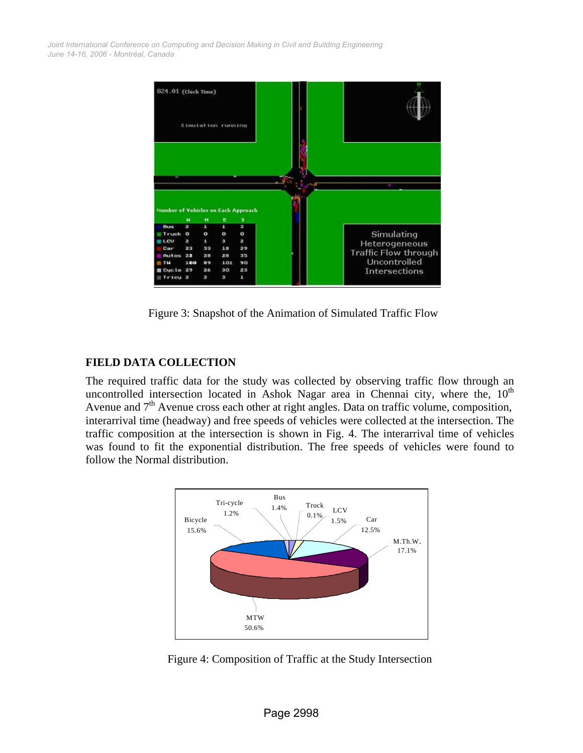Figure 3: Snapshot of the Animation of Simulated Traffic Flow

## FIELD DATA COLLECTION

The required traffic data for the study was collected by observing traffic flow through an uncontrolled intersection located in Ashok Nagar area in Chennai city, where the, 10$^{th}$ Avenue and 7$^{th}$ Avenue cross each other at right angles. Data on traffic volume, composition, interarrival time (headway) and free speeds of vehicles were collected at the intersection. The traffic composition at the intersection is shown in Fig. 4. The interarrival time of vehicles was found to fit the exponential distribution. The free speeds of vehicles were found to follow the Normal distribution.

Figure 4: Composition of Traffic at the Study Intersection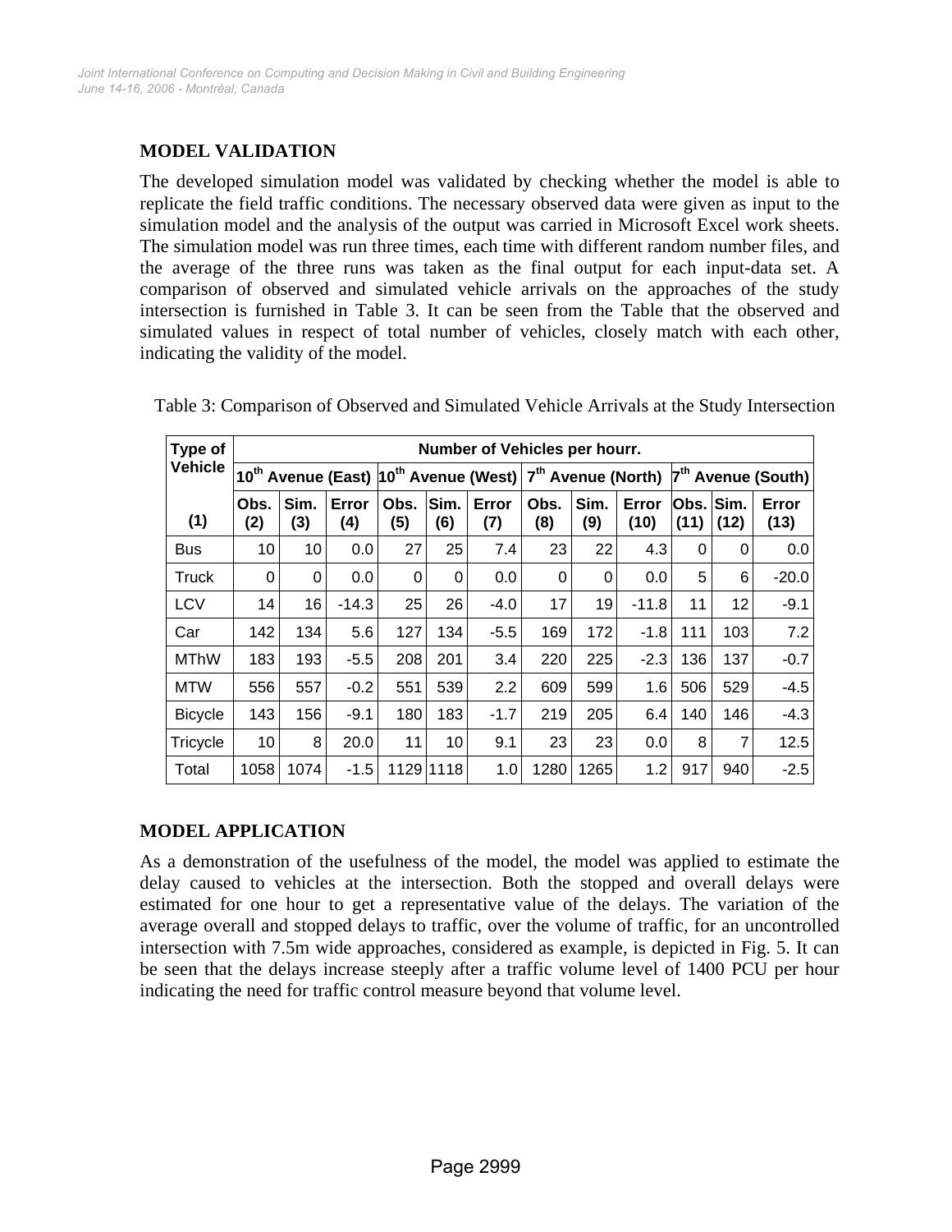## MODEL VALIDATION

The developed simulation model was validated by checking whether the model is able to replicate the field traffic conditions. The necessary observed data were given as input to the simulation model and the analysis of the output was carried in Microsoft Excel work sheets. The simulation model was run three times, each time with different random number files, and the average of the three runs was taken as the final output for each input-data set. A comparison of observed and simulated vehicle arrivals on the approaches of the study intersection is furnished in Table 3. It can be seen from the Table that the observed and simulated values in respect of total number of vehicles, closely match with each other, indicating the validity of the model.

Table 3: Comparison of Observed and Simulated Vehicle Arrivals at the Study Intersection

| Type of Vehicle | Number of Vehicles per hourr. | | | | | | | | | | | |
|---|---|---|---|---|---|---|---|---|---|---|---|---|
| | 10th Avenue (East) | | | 10th Avenue (West) | | | 7th Avenue (North) | | | 7th Avenue (South) | | |
| (1) | Obs. (2) | Sim. (3) | Error (4) | Obs. (5) | Sim. (6) | Error (7) | Obs. (8) | Sim. (9) | Error (10) | Obs. (11) | Sim. (12) | Error (13) |
| Bus | 10 | 10 | 0.0 | 27 | 25 | 7.4 | 23 | 22 | 4.3 | 0 | 0 | 0.0 |
| Truck | 0 | 0 | 0.0 | 0 | 0 | 0.0 | 0 | 0 | 0.0 | 5 | 6 | -20.0 |
| LCV | 14 | 16 | -14.3 | 25 | 26 | -4.0 | 17 | 19 | -11.8 | 11 | 12 | -9.1 |
| Car | 142 | 134 | 5.6 | 127 | 134 | -5.5 | 169 | 172 | -1.8 | 111 | 103 | 7.2 |
| MThW | 183 | 193 | -5.5 | 208 | 201 | 3.4 | 220 | 225 | -2.3 | 136 | 137 | -0.7 |
| MTW | 556 | 557 | -0.2 | 551 | 539 | 2.2 | 609 | 599 | 1.6 | 506 | 529 | -4.5 |
| Bicycle | 143 | 156 | -9.1 | 180 | 183 | -1.7 | 219 | 205 | 6.4 | 140 | 146 | -4.3 |
| Tricycle | 10 | 8 | 20.0 | 11 | 10 | 9.1 | 23 | 23 | 0.0 | 8 | 7 | 12.5 |
| Total | 1058 | 1074 | -1.5 | 1129 | 1118 | 1.0 | 1280 | 1265 | 1.2 | 917 | 940 | -2.5 |

## MODEL APPLICATION

As a demonstration of the usefulness of the model, the model was applied to estimate the delay caused to vehicles at the intersection. Both the stopped and overall delays were estimated for one hour to get a representative value of the delays. The variation of the average overall and stopped delays to traffic, over the volume of traffic, for an uncontrolled intersection with 7.5m wide approaches, considered as example, is depicted in Fig. 5. It can be seen that the delays increase steeply after a traffic volume level of 1400 PCU per hour indicating the need for traffic control measure beyond that volume level.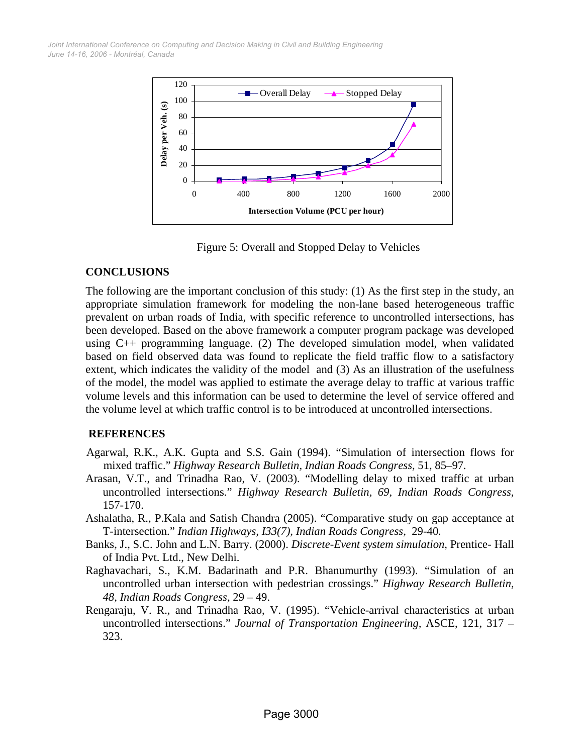120
100
80
60
40
20
0

Delay per Veh. (s)

Overall Delay
Stopped Delay

0 400 800 1200 1600 2000

Intersection Volume (PCU per hour)

Figure 5: Overall and Stopped Delay to Vehicles

## CONCLUSIONS

The following are the important conclusion of this study: (1) As the first step in the study, an appropriate simulation framework for modeling the non-lane based heterogeneous traffic prevalent on urban roads of India, with specific reference to uncontrolled intersections, has been developed. Based on the above framework a computer program package was developed using C++ programming language. (2) The developed simulation model, when validated based on field observed data was found to replicate the field traffic flow to a satisfactory extent, which indicates the validity of the model and (3) As an illustration of the usefulness of the model, the model was applied to estimate the average delay to traffic at various traffic volume levels and this information can be used to determine the level of service offered and the volume level at which traffic control is to be introduced at uncontrolled intersections.

## REFERENCES

Agarwal, R.K., A.K. Gupta and S.S. Gain (1994). "Simulation of intersection flows for mixed traffic." *Highway Research Bulletin, Indian Roads Congress,* 51, 85–97.

Arasan, V.T., and Trinadha Rao, V. (2003). "Modelling delay to mixed traffic at urban uncontrolled intersections." *Highway Research Bulletin, 69, Indian Roads Congress*, 157-170.

Ashalatha, R., P.Kala and Satish Chandra (2005). "Comparative study on gap acceptance at T-intersection." *Indian Highways, I33(7), Indian Roads Congress,* 29-40*.*

Banks, J., S.C. John and L.N. Barry. (2000). *Discrete-Event system simulation*, Prentice- Hall of India Pvt. Ltd., New Delhi.

Raghavachari, S., K.M. Badarinath and P.R. Bhanumurthy (1993). "Simulation of an uncontrolled urban intersection with pedestrian crossings." *Highway Research Bulletin, 48, Indian Roads Congress,* 29 – 49.

Rengaraju, V. R., and Trinadha Rao, V. (1995). "Vehicle-arrival characteristics at urban uncontrolled intersections." *Journal of Transportation Engineering*, ASCE, 121, 317 – 323.